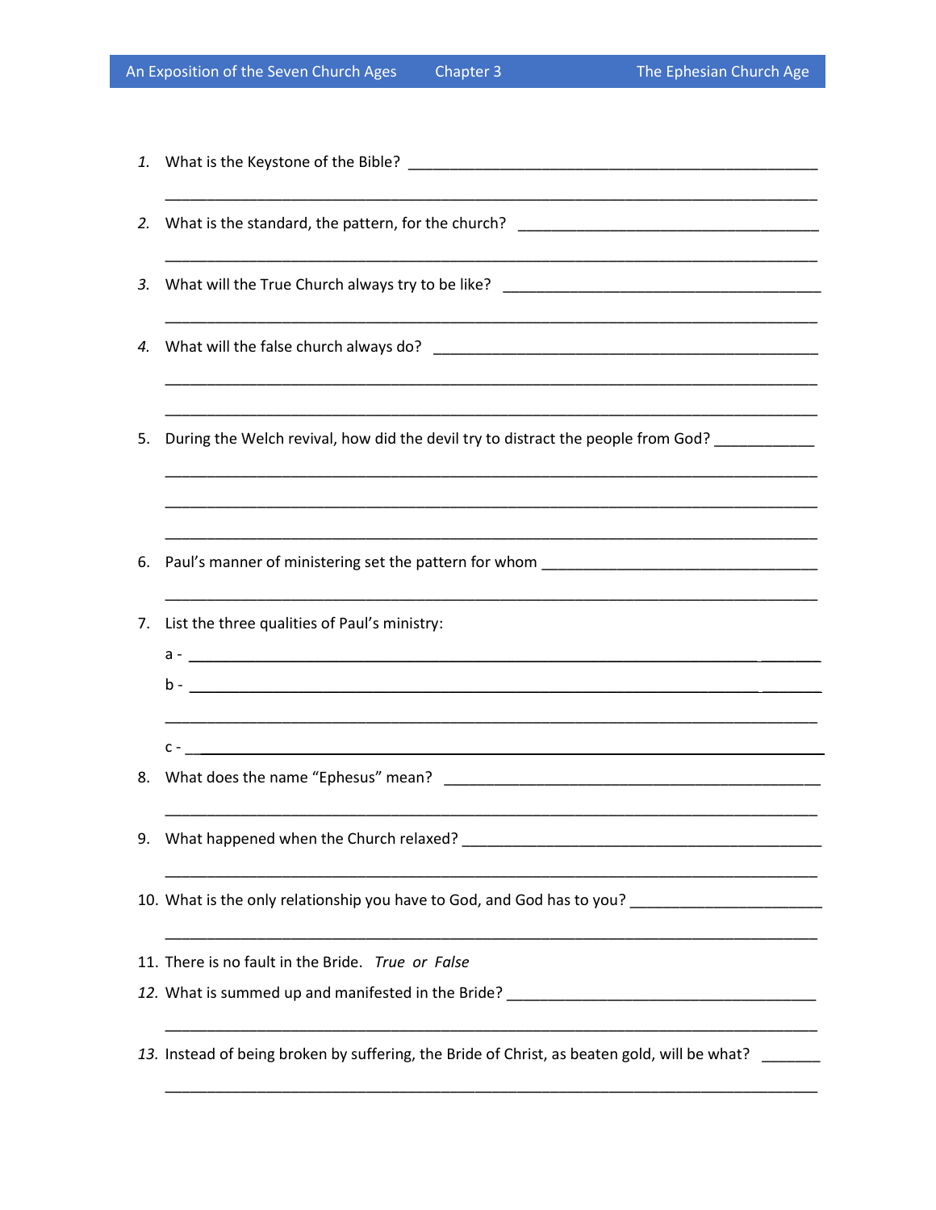1. What is the Keystone of the Bible? ___________________________________________________

___________________________________________________________________________

2. What is the standard, the pattern, for the church? ____________________________________

___________________________________________________________________________

3. What will the True Church always try to be like? ______________________________________

___________________________________________________________________________

4. What will the false church always do? _______________________________________________

___________________________________________________________________________

___________________________________________________________________________

5. During the Welch revival, how did the devil try to distract the people from God? ____________

___________________________________________________________________________

___________________________________________________________________________

___________________________________________________________________________

6. Paul's manner of ministering set the pattern for whom __________________________________

___________________________________________________________________________

7. List the three qualities of Paul's ministry:

   a - ________________________________________________________________________

   b - ________________________________________________________________________

   ___________________________________________________________________________

   c - ________________________________________________________________________

8. What does the name "Ephesus" mean? _______________________________________________

___________________________________________________________________________

9. What happened when the Church relaxed? ____________________________________________

___________________________________________________________________________

10. What is the only relationship you have to God, and God has to you? _______________________

___________________________________________________________________________

11. There is no fault in the Bride. *True or False*

12. What is summed up and manifested in the Bride? ______________________________________

___________________________________________________________________________

13. Instead of being broken by suffering, the Bride of Christ, as beaten gold, will be what? _______

___________________________________________________________________________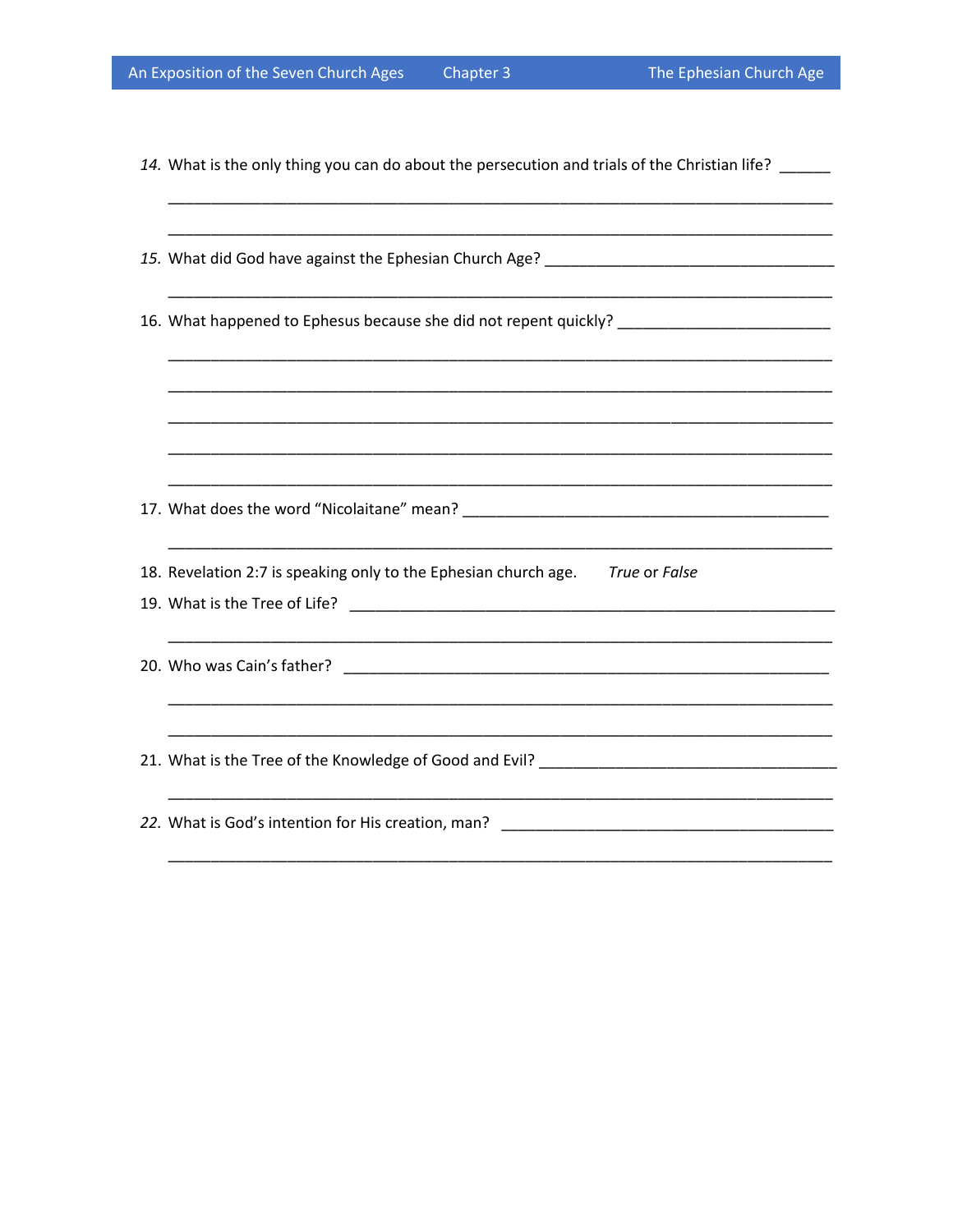14. What is the only thing you can do about the persecution and trials of the Christian life? ______

_______________________________________________________________________________

_______________________________________________________________________________

15. What did God have against the Ephesian Church Age? ___________________________________

_______________________________________________________________________________

16. What happened to Ephesus because she did not repent quickly? _________________________

_______________________________________________________________________________

_______________________________________________________________________________

_______________________________________________________________________________

_______________________________________________________________________________

_______________________________________________________________________________

17. What does the word "Nicolaitane" mean? ____________________________________________

_______________________________________________________________________________

18. Revelation 2:7 is speaking only to the Ephesian church age. *True* or *False*

19. What is the Tree of Life? ______________________________________________________

_______________________________________________________________________________

20. Who was Cain's father? ______________________________________________________

_______________________________________________________________________________

_______________________________________________________________________________

21. What is the Tree of the Knowledge of Good and Evil? ___________________________________

_______________________________________________________________________________

22. What is God's intention for His creation, man? _________________________________________

_______________________________________________________________________________